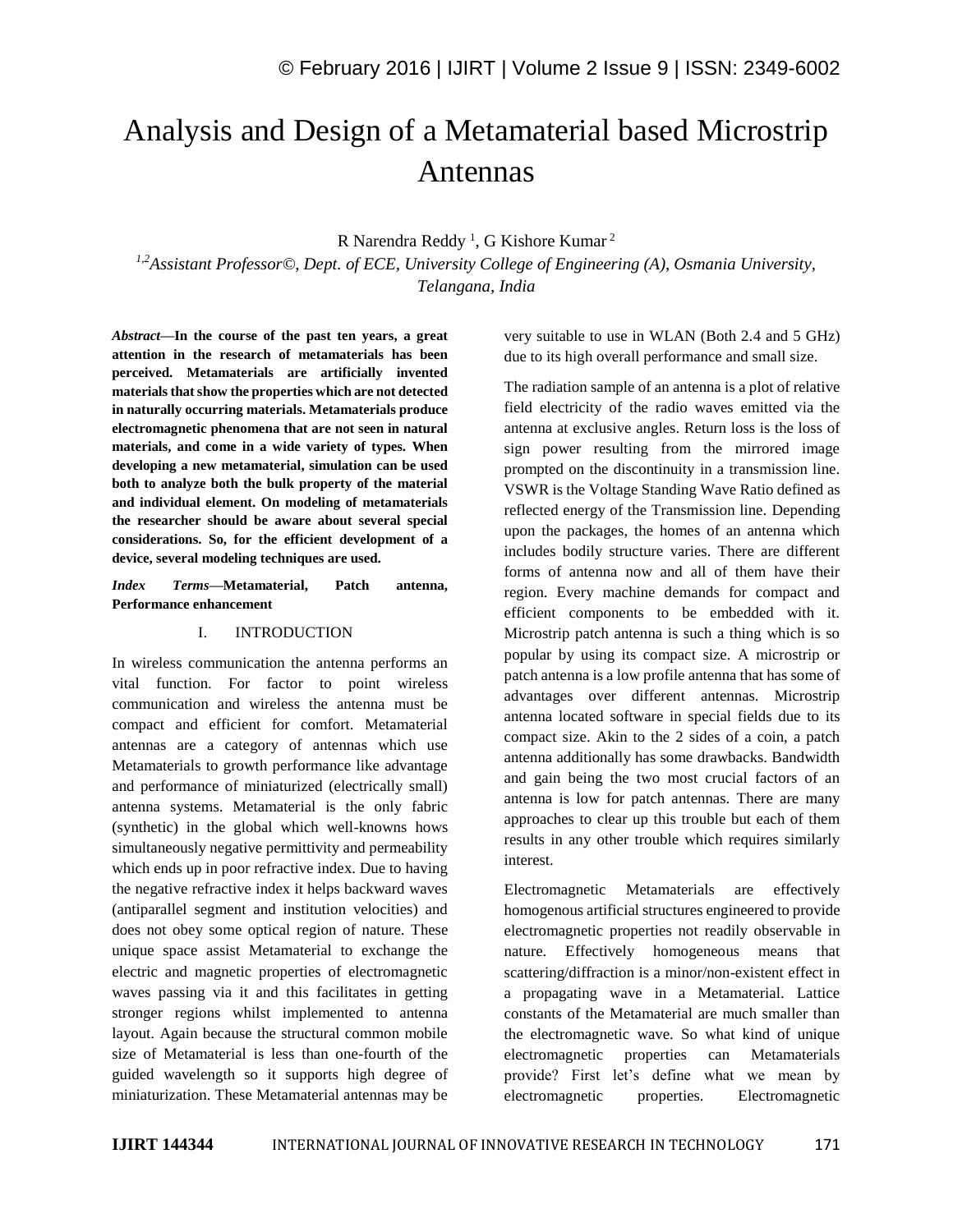# Analysis and Design of a Metamaterial based Microstrip Antennas

R Narendra Reddy [1], G Kishore Kumar [2]

*[1,2]Assistant Professor©, Dept. of ECE, University College of Engineering (A), Osmania University, Telangana, India*

***Abstract*—In the course of the past ten years, a great attention in the research of metamaterials has been perceived. Metamaterials are artificially invented materials that show the properties which are not detected in naturally occurring materials. Metamaterials produce electromagnetic phenomena that are not seen in natural materials, and come in a wide variety of types. When developing a new metamaterial, simulation can be used both to analyze both the bulk property of the material and individual element. On modeling of metamaterials the researcher should be aware about several special considerations. So, for the efficient development of a device, several modeling techniques are used.**

***Index Terms*—Metamaterial, Patch antenna, Performance enhancement**

## I. INTRODUCTION

In wireless communication the antenna performs an vital function. For factor to point wireless communication and wireless the antenna must be compact and efficient for comfort. Metamaterial antennas are a category of antennas which use Metamaterials to growth performance like advantage and performance of miniaturized (electrically small) antenna systems. Metamaterial is the only fabric (synthetic) in the global which well-knowns hows simultaneously negative permittivity and permeability which ends up in poor refractive index. Due to having the negative refractive index it helps backward waves (antiparallel segment and institution velocities) and does not obey some optical region of nature. These unique space assist Metamaterial to exchange the electric and magnetic properties of electromagnetic waves passing via it and this facilitates in getting stronger regions whilst implemented to antenna layout. Again because the structural common mobile size of Metamaterial is less than one-fourth of the guided wavelength so it supports high degree of miniaturization. These Metamaterial antennas may be very suitable to use in WLAN (Both 2.4 and 5 GHz) due to its high overall performance and small size.

The radiation sample of an antenna is a plot of relative field electricity of the radio waves emitted via the antenna at exclusive angles. Return loss is the loss of sign power resulting from the mirrored image prompted on the discontinuity in a transmission line. VSWR is the Voltage Standing Wave Ratio defined as reflected energy of the Transmission line. Depending upon the packages, the homes of an antenna which includes bodily structure varies. There are different forms of antenna now and all of them have their region. Every machine demands for compact and efficient components to be embedded with it. Microstrip patch antenna is such a thing which is so popular by using its compact size. A microstrip or patch antenna is a low profile antenna that has some of advantages over different antennas. Microstrip antenna located software in special fields due to its compact size. Akin to the 2 sides of a coin, a patch antenna additionally has some drawbacks. Bandwidth and gain being the two most crucial factors of an antenna is low for patch antennas. There are many approaches to clear up this trouble but each of them results in any other trouble which requires similarly interest.

Electromagnetic Metamaterials are effectively homogenous artificial structures engineered to provide electromagnetic properties not readily observable in nature. Effectively homogeneous means that scattering/diffraction is a minor/non-existent effect in a propagating wave in a Metamaterial. Lattice constants of the Metamaterial are much smaller than the electromagnetic wave. So what kind of unique electromagnetic properties can Metamaterials provide? First let's define what we mean by electromagnetic properties. Electromagnetic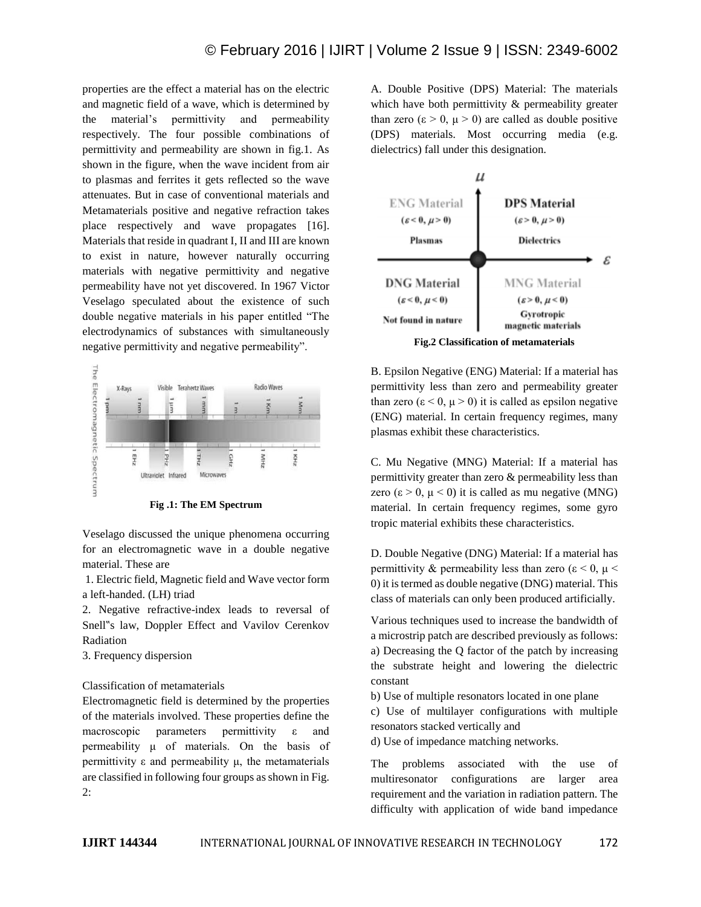properties are the effect a material has on the electric and magnetic field of a wave, which is determined by the material's permittivity and permeability respectively. The four possible combinations of permittivity and permeability are shown in fig.1. As shown in the figure, when the wave incident from air to plasmas and ferrites it gets reflected so the wave attenuates. But in case of conventional materials and Metamaterials positive and negative refraction takes place respectively and wave propagates [16]. Materials that reside in quadrant I, II and III are known to exist in nature, however naturally occurring materials with negative permittivity and negative permeability have not yet discovered. In 1967 Victor Veselago speculated about the existence of such double negative materials in his paper entitled "The electrodynamics of substances with simultaneously negative permittivity and negative permeability".

**Fig .1: The EM Spectrum**

Veselago discussed the unique phenomena occurring for an electromagnetic wave in a double negative material. These are

1. Electric field, Magnetic field and Wave vector form a left-handed. (LH) triad
2. Negative refractive-index leads to reversal of Snell"s law, Doppler Effect and Vavilov Cerenkov Radiation
3. Frequency dispersion

Classification of metamaterials

Electromagnetic field is determined by the properties of the materials involved. These properties define the macroscopic parameters permittivity ε and permeability μ of materials. On the basis of permittivity ε and permeability μ, the metamaterials are classified in following four groups as shown in Fig. 2:

A. Double Positive (DPS) Material: The materials which have both permittivity & permeability greater than zero ($\varepsilon > 0$, $\mu > 0$) are called as double positive (DPS) materials. Most occurring media (e.g. dielectrics) fall under this designation.

**Fig.2 Classification of metamaterials**

B. Epsilon Negative (ENG) Material: If a material has permittivity less than zero and permeability greater than zero ($\varepsilon < 0$, $\mu > 0$) it is called as epsilon negative (ENG) material. In certain frequency regimes, many plasmas exhibit these characteristics.

C. Mu Negative (MNG) Material: If a material has permittivity greater than zero & permeability less than zero ($\varepsilon > 0$, $\mu < 0$) it is called as mu negative (MNG) material. In certain frequency regimes, some gyro tropic material exhibits these characteristics.

D. Double Negative (DNG) Material: If a material has permittivity & permeability less than zero ($\varepsilon < 0$, $\mu < 0$) it is termed as double negative (DNG) material. This class of materials can only been produced artificially.

Various techniques used to increase the bandwidth of a microstrip patch are described previously as follows:

a) Decreasing the Q factor of the patch by increasing the substrate height and lowering the dielectric constant
b) Use of multiple resonators located in one plane
c) Use of multilayer configurations with multiple resonators stacked vertically and
d) Use of impedance matching networks.

The problems associated with the use of multiresonator configurations are larger area requirement and the variation in radiation pattern. The difficulty with application of wide band impedance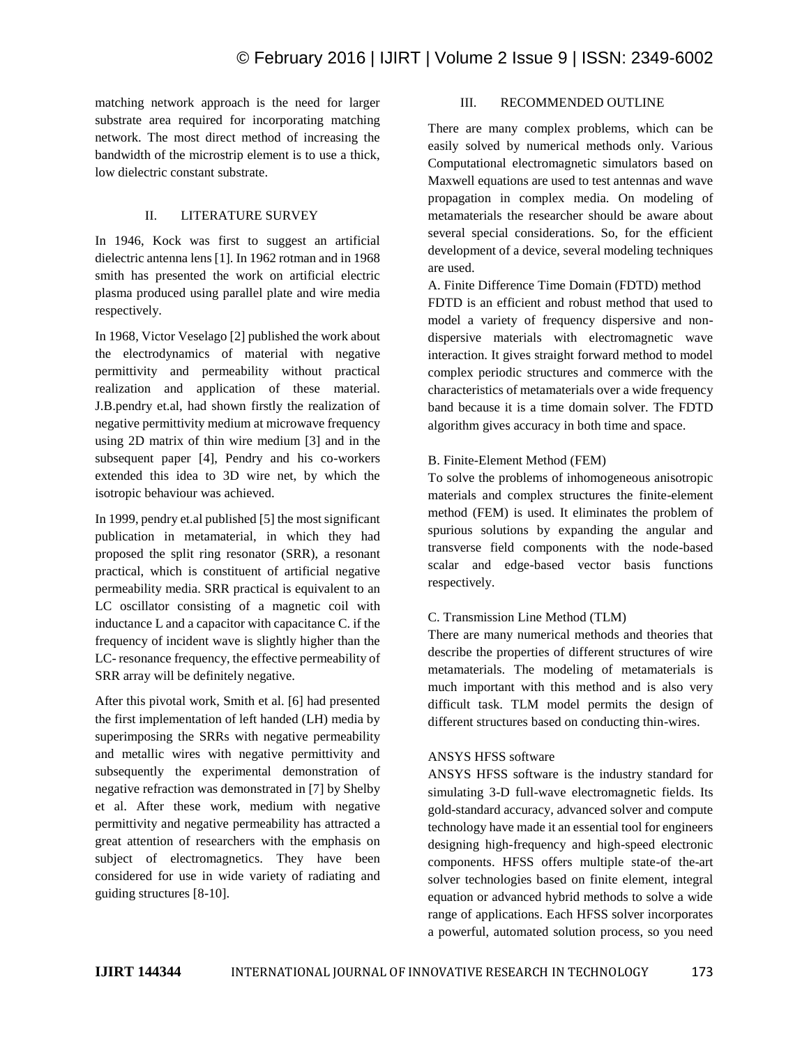matching network approach is the need for larger substrate area required for incorporating matching network. The most direct method of increasing the bandwidth of the microstrip element is to use a thick, low dielectric constant substrate.

## II. LITERATURE SURVEY

In 1946, Kock was first to suggest an artificial dielectric antenna lens [1]. In 1962 rotman and in 1968 smith has presented the work on artificial electric plasma produced using parallel plate and wire media respectively.

In 1968, Victor Veselago [2] published the work about the electrodynamics of material with negative permittivity and permeability without practical realization and application of these material. J.B.pendry et.al, had shown firstly the realization of negative permittivity medium at microwave frequency using 2D matrix of thin wire medium [3] and in the subsequent paper [4], Pendry and his co-workers extended this idea to 3D wire net, by which the isotropic behaviour was achieved.

In 1999, pendry et.al published [5] the most significant publication in metamaterial, in which they had proposed the split ring resonator (SRR), a resonant practical, which is constituent of artificial negative permeability media. SRR practical is equivalent to an LC oscillator consisting of a magnetic coil with inductance L and a capacitor with capacitance C. if the frequency of incident wave is slightly higher than the LC- resonance frequency, the effective permeability of SRR array will be definitely negative.

After this pivotal work, Smith et al. [6] had presented the first implementation of left handed (LH) media by superimposing the SRRs with negative permeability and metallic wires with negative permittivity and subsequently the experimental demonstration of negative refraction was demonstrated in [7] by Shelby et al. After these work, medium with negative permittivity and negative permeability has attracted a great attention of researchers with the emphasis on subject of electromagnetics. They have been considered for use in wide variety of radiating and guiding structures [8-10].

## III. RECOMMENDED OUTLINE

There are many complex problems, which can be easily solved by numerical methods only. Various Computational electromagnetic simulators based on Maxwell equations are used to test antennas and wave propagation in complex media. On modeling of metamaterials the researcher should be aware about several special considerations. So, for the efficient development of a device, several modeling techniques are used.

### A. Finite Difference Time Domain (FDTD) method

FDTD is an efficient and robust method that used to model a variety of frequency dispersive and non-dispersive materials with electromagnetic wave interaction. It gives straight forward method to model complex periodic structures and commerce with the characteristics of metamaterials over a wide frequency band because it is a time domain solver. The FDTD algorithm gives accuracy in both time and space.

### B. Finite-Element Method (FEM)

To solve the problems of inhomogeneous anisotropic materials and complex structures the finite-element method (FEM) is used. It eliminates the problem of spurious solutions by expanding the angular and transverse field components with the node-based scalar and edge-based vector basis functions respectively.

### C. Transmission Line Method (TLM)

There are many numerical methods and theories that describe the properties of different structures of wire metamaterials. The modeling of metamaterials is much important with this method and is also very difficult task. TLM model permits the design of different structures based on conducting thin-wires.

### ANSYS HFSS software

ANSYS HFSS software is the industry standard for simulating 3-D full-wave electromagnetic fields. Its gold-standard accuracy, advanced solver and compute technology have made it an essential tool for engineers designing high-frequency and high-speed electronic components. HFSS offers multiple state-of the-art solver technologies based on finite element, integral equation or advanced hybrid methods to solve a wide range of applications. Each HFSS solver incorporates a powerful, automated solution process, so you need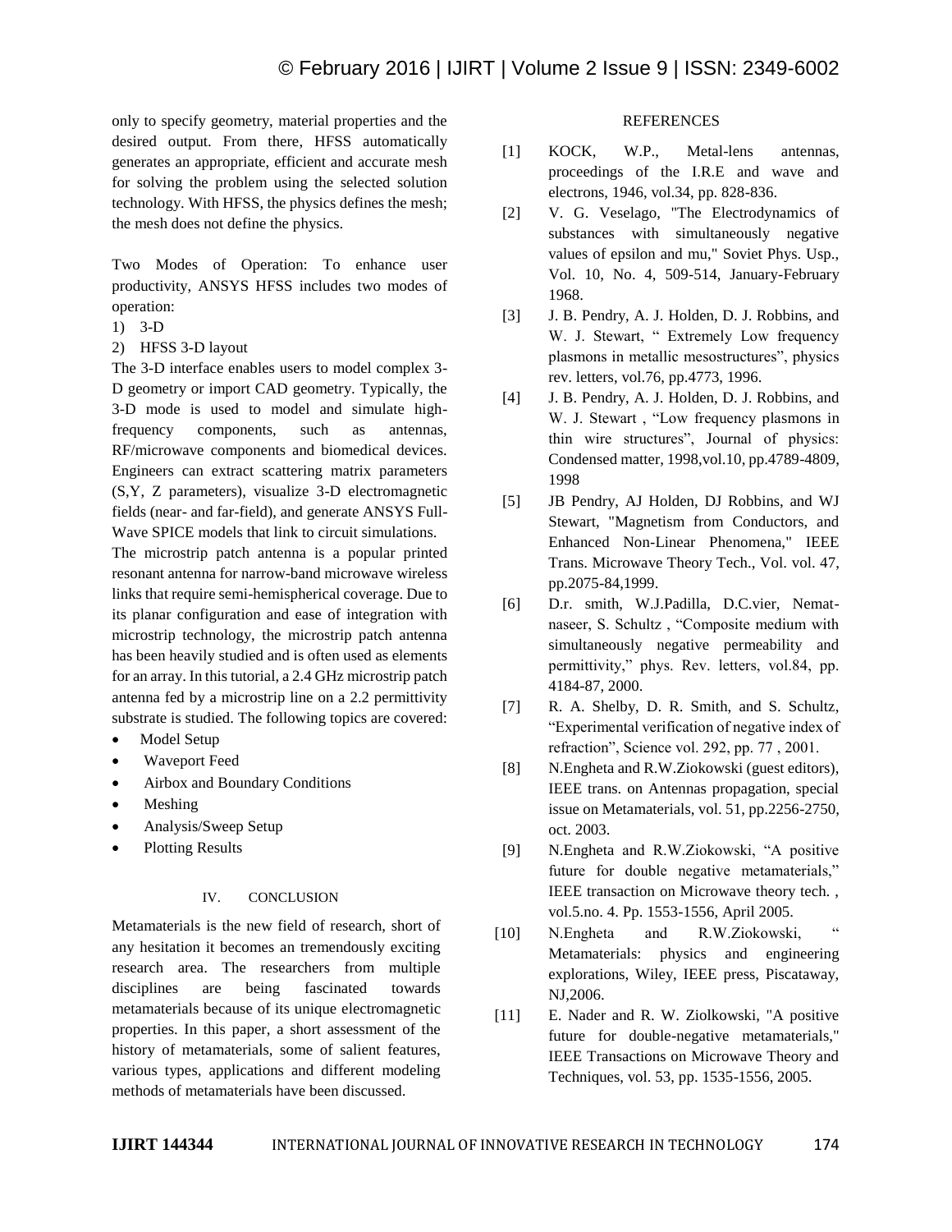only to specify geometry, material properties and the desired output. From there, HFSS automatically generates an appropriate, efficient and accurate mesh for solving the problem using the selected solution technology. With HFSS, the physics defines the mesh; the mesh does not define the physics.

Two Modes of Operation: To enhance user productivity, ANSYS HFSS includes two modes of operation:

1) 3-D
2) HFSS 3-D layout

The 3-D interface enables users to model complex 3-D geometry or import CAD geometry. Typically, the 3-D mode is used to model and simulate high-frequency components, such as antennas, RF/microwave components and biomedical devices. Engineers can extract scattering matrix parameters (S,Y, Z parameters), visualize 3-D electromagnetic fields (near- and far-field), and generate ANSYS Full-Wave SPICE models that link to circuit simulations.

The microstrip patch antenna is a popular printed resonant antenna for narrow-band microwave wireless links that require semi-hemispherical coverage. Due to its planar configuration and ease of integration with microstrip technology, the microstrip patch antenna has been heavily studied and is often used as elements for an array. In this tutorial, a 2.4 GHz microstrip patch antenna fed by a microstrip line on a 2.2 permittivity substrate is studied. The following topics are covered:

- Model Setup
- Waveport Feed
- Airbox and Boundary Conditions
- Meshing
- Analysis/Sweep Setup
- Plotting Results

## IV. CONCLUSION

Metamaterials is the new field of research, short of any hesitation it becomes an tremendously exciting research area. The researchers from multiple disciplines are being fascinated towards metamaterials because of its unique electromagnetic properties. In this paper, a short assessment of the history of metamaterials, some of salient features, various types, applications and different modeling methods of metamaterials have been discussed.

## REFERENCES

[1] KOCK, W.P., Metal-lens antennas, proceedings of the I.R.E and wave and electrons, 1946, vol.34, pp. 828-836.

[2] V. G. Veselago, "The Electrodynamics of substances with simultaneously negative values of epsilon and mu," Soviet Phys. Usp., Vol. 10, No. 4, 509-514, January-February 1968.

[3] J. B. Pendry, A. J. Holden, D. J. Robbins, and W. J. Stewart, " Extremely Low frequency plasmons in metallic mesostructures", physics rev. letters, vol.76, pp.4773, 1996.

[4] J. B. Pendry, A. J. Holden, D. J. Robbins, and W. J. Stewart , "Low frequency plasmons in thin wire structures", Journal of physics: Condensed matter, 1998,vol.10, pp.4789-4809, 1998

[5] JB Pendry, AJ Holden, DJ Robbins, and WJ Stewart, "Magnetism from Conductors, and Enhanced Non-Linear Phenomena," IEEE Trans. Microwave Theory Tech., Vol. vol. 47, pp.2075-84,1999.

[6] D.r. smith, W.J.Padilla, D.C.vier, Nemat-naseer, S. Schultz , "Composite medium with simultaneously negative permeability and permittivity," phys. Rev. letters, vol.84, pp. 4184-87, 2000.

[7] R. A. Shelby, D. R. Smith, and S. Schultz, "Experimental verification of negative index of refraction", Science vol. 292, pp. 77 , 2001.

[8] N.Engheta and R.W.Ziokowski (guest editors), IEEE trans. on Antennas propagation, special issue on Metamaterials, vol. 51, pp.2256-2750, oct. 2003.

[9] N.Engheta and R.W.Ziokowski, "A positive future for double negative metamaterials," IEEE transaction on Microwave theory tech. , vol.5.no. 4. Pp. 1553-1556, April 2005.

[10] N.Engheta and R.W.Ziokowski, " Metamaterials: physics and engineering explorations, Wiley, IEEE press, Piscataway, NJ,2006.

[11] E. Nader and R. W. Ziolkowski, "A positive future for double-negative metamaterials," IEEE Transactions on Microwave Theory and Techniques, vol. 53, pp. 1535-1556, 2005.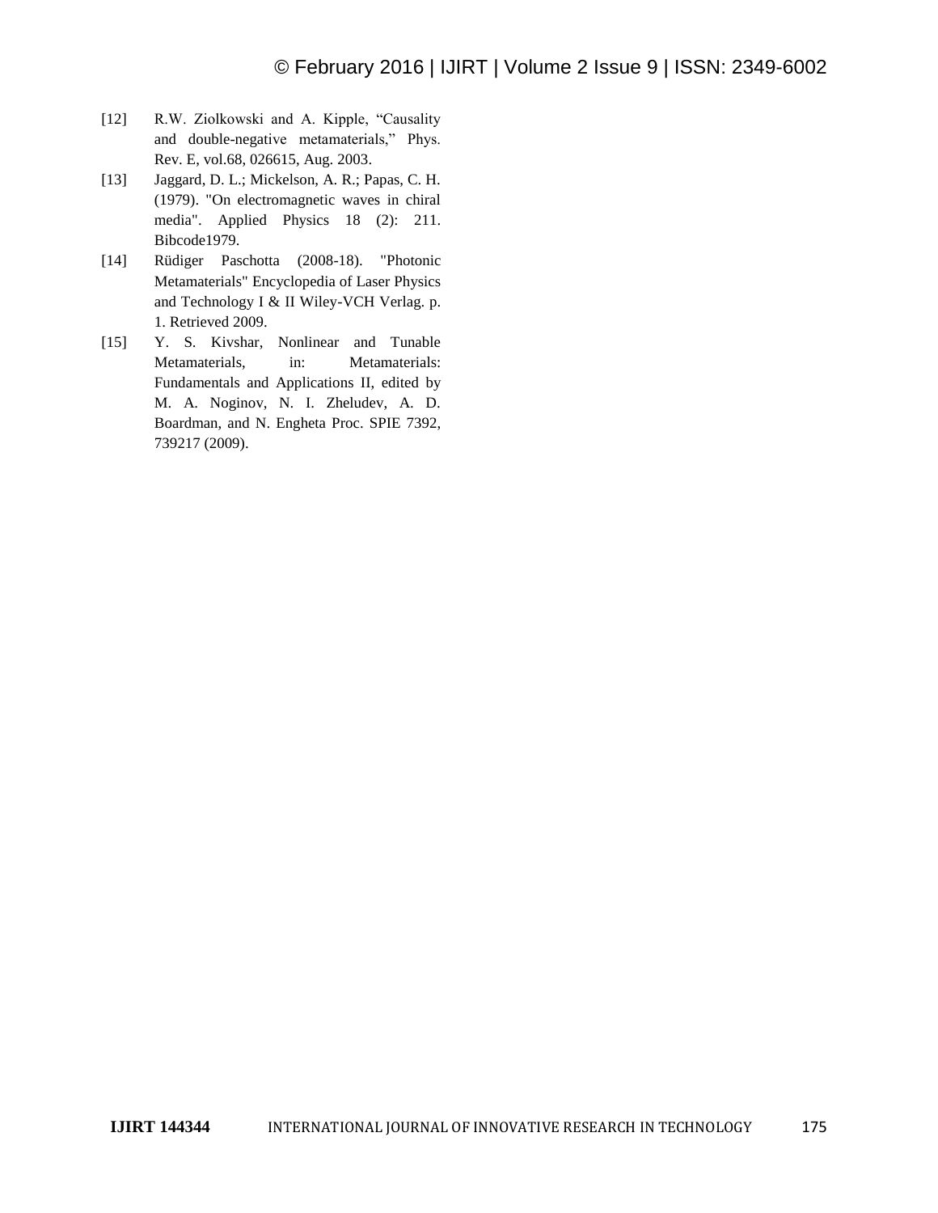[12] R.W. Ziolkowski and A. Kipple, “Causality and double-negative metamaterials,” Phys. Rev. E, vol.68, 026615, Aug. 2003.

[13] Jaggard, D. L.; Mickelson, A. R.; Papas, C. H. (1979). "On electromagnetic waves in chiral media". Applied Physics 18 (2): 211. Bibcode1979.

[14] Rüdiger Paschotta (2008-18). "Photonic Metamaterials" Encyclopedia of Laser Physics and Technology I & II Wiley-VCH Verlag. p. 1. Retrieved 2009.

[15] Y. S. Kivshar, Nonlinear and Tunable Metamaterials, in: Metamaterials: Fundamentals and Applications II, edited by M. A. Noginov, N. I. Zheludev, A. D. Boardman, and N. Engheta Proc. SPIE 7392, 739217 (2009).